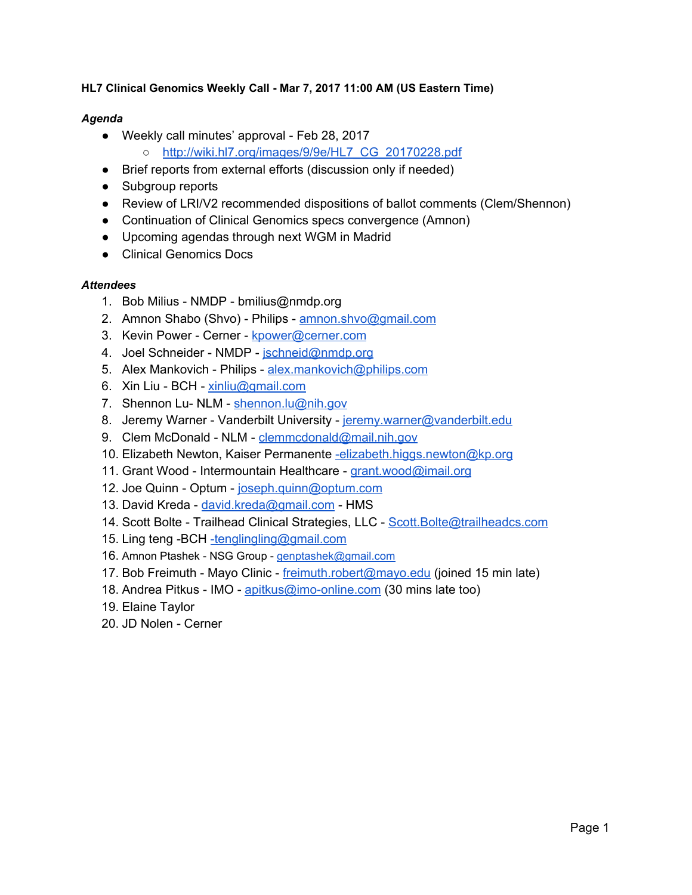**HL7 Clinical Genomics Weekly Call - Mar 7, 2017 11:00 AM (US Eastern Time)**

***Agenda***

- Weekly call minutes' approval - Feb 28, 2017
  - http://wiki.hl7.org/images/9/9e/HL7_CG_20170228.pdf
- Brief reports from external efforts (discussion only if needed)
- Subgroup reports
- Review of LRI/V2 recommended dispositions of ballot comments (Clem/Shennon)
- Continuation of Clinical Genomics specs convergence (Amnon)
- Upcoming agendas through next WGM in Madrid
- Clinical Genomics Docs

***Attendees***

1. Bob Milius - NMDP - bmilius@nmdp.org
2. Amnon Shabo (Shvo) - Philips - amnon.shvo@gmail.com
3. Kevin Power - Cerner - kpower@cerner.com
4. Joel Schneider - NMDP - jschneid@nmdp.org
5. Alex Mankovich - Philips - alex.mankovich@philips.com
6. Xin Liu - BCH - xinliu@gmail.com
7. Shennon Lu- NLM - shennon.lu@nih.gov
8. Jeremy Warner - Vanderbilt University - jeremy.warner@vanderbilt.edu
9. Clem McDonald - NLM - clemmcdonald@mail.nih.gov
10. Elizabeth Newton, Kaiser Permanente -elizabeth.higgs.newton@kp.org
11. Grant Wood - Intermountain Healthcare - grant.wood@imail.org
12. Joe Quinn - Optum - joseph.quinn@optum.com
13. David Kreda - david.kreda@gmail.com - HMS
14. Scott Bolte - Trailhead Clinical Strategies, LLC - Scott.Bolte@trailheadcs.com
15. Ling teng -BCH -tenglingling@gmail.com
16. Amnon Ptashek - NSG Group - genptashek@gmail.com
17. Bob Freimuth - Mayo Clinic - freimuth.robert@mayo.edu (joined 15 min late)
18. Andrea Pitkus - IMO - apitkus@imo-online.com (30 mins late too)
19. Elaine Taylor
20. JD Nolen - Cerner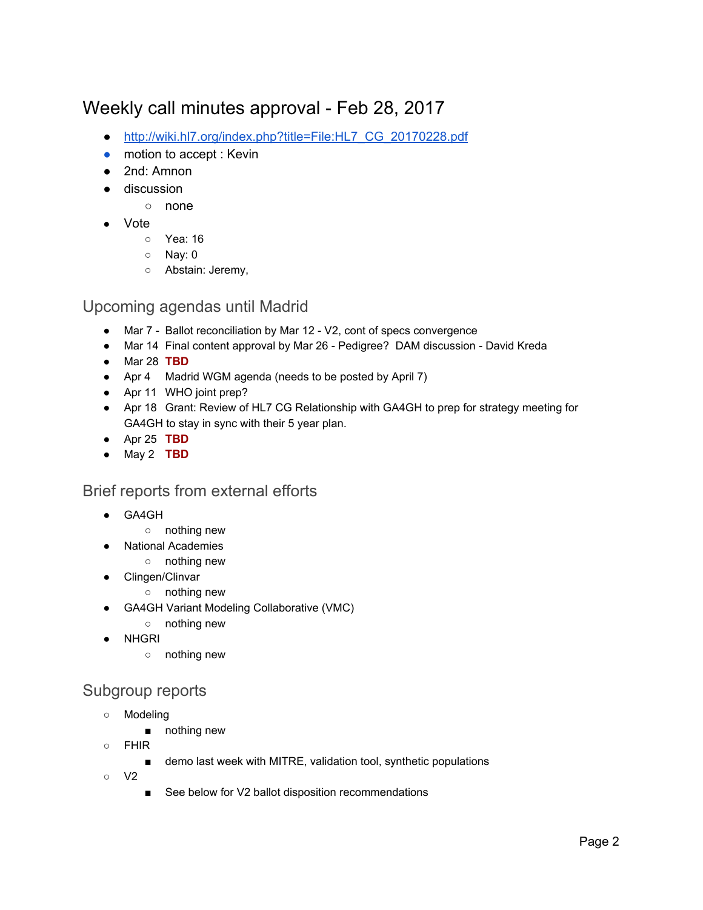# Weekly call minutes approval - Feb 28, 2017

- http://wiki.hl7.org/index.php?title=File:HL7_CG_20170228.pdf
- motion to accept : Kevin
- 2nd: Amnon
- discussion
  - none
- Vote
  - Yea: 16
  - Nay: 0
  - Abstain: Jeremy,

## Upcoming agendas until Madrid

- Mar 7 - Ballot reconciliation by Mar 12 - V2, cont of specs convergence
- Mar 14 Final content approval by Mar 26 - Pedigree? DAM discussion - David Kreda
- Mar 28 **TBD**
- Apr 4 Madrid WGM agenda (needs to be posted by April 7)
- Apr 11 WHO joint prep?
- Apr 18 Grant: Review of HL7 CG Relationship with GA4GH to prep for strategy meeting for GA4GH to stay in sync with their 5 year plan.
- Apr 25 **TBD**
- May 2 **TBD**

## Brief reports from external efforts

- GA4GH
  - nothing new
- National Academies
  - nothing new
- Clingen/Clinvar
  - nothing new
- GA4GH Variant Modeling Collaborative (VMC)
  - nothing new
- NHGRI
  - nothing new

## Subgroup reports

- Modeling
  - nothing new
- FHIR
  - demo last week with MITRE, validation tool, synthetic populations
- V2
  - See below for V2 ballot disposition recommendations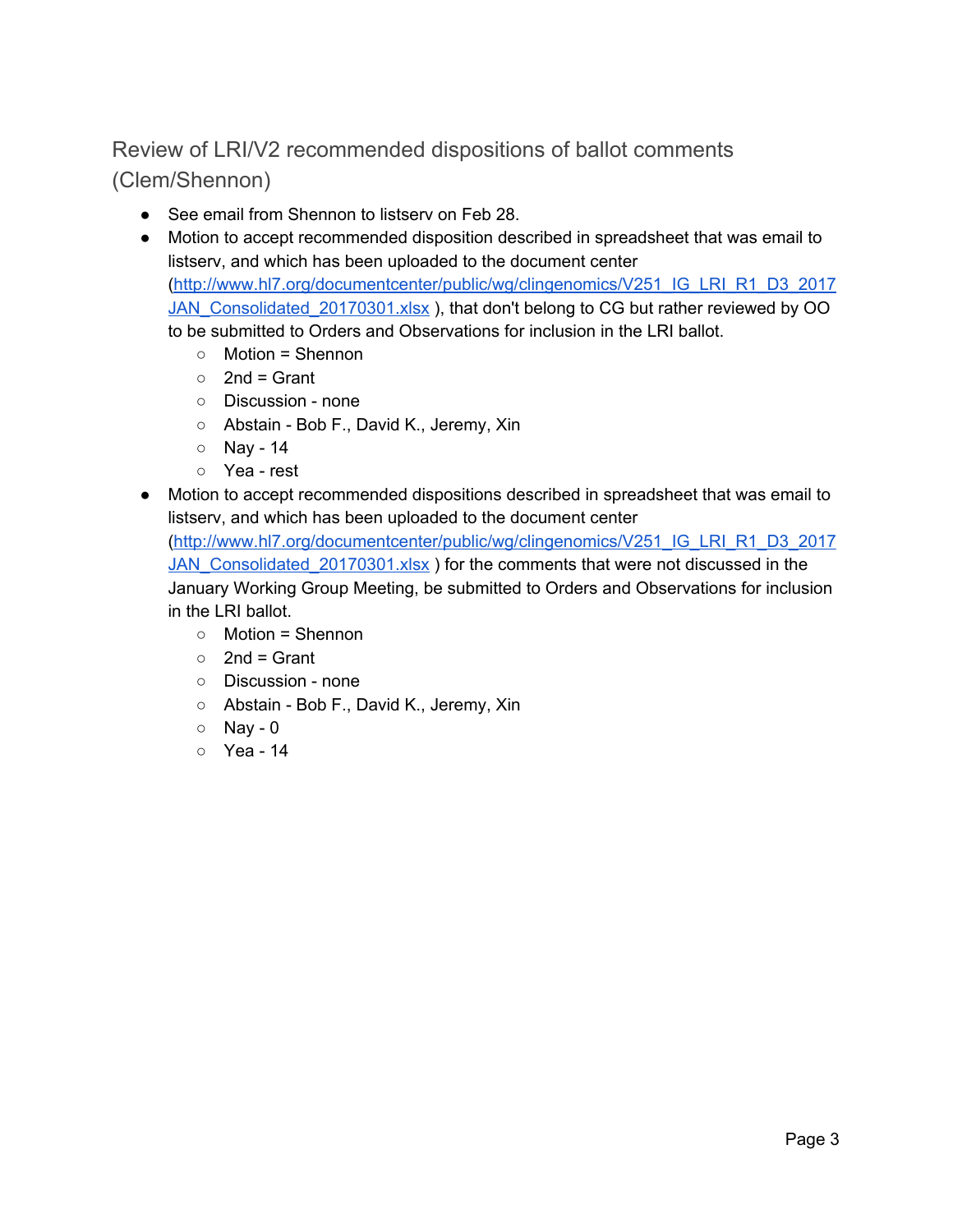## Review of LRI/V2 recommended dispositions of ballot comments (Clem/Shennon)

- See email from Shennon to listserv on Feb 28.
- Motion to accept recommended disposition described in spreadsheet that was email to listserv, and which has been uploaded to the document center ([http://www.hl7.org/documentcenter/public/wg/clingenomics/V251_IG_LRI_R1_D3_2017JAN_Consolidated_20170301.xlsx](http://www.hl7.org/documentcenter/public/wg/clingenomics/V251_IG_LRI_R1_D3_2017JAN_Consolidated_20170301.xlsx) ), that don't belong to CG but rather reviewed by OO to be submitted to Orders and Observations for inclusion in the LRI ballot.
  - Motion = Shennon
  - 2nd = Grant
  - Discussion - none
  - Abstain - Bob F., David K., Jeremy, Xin
  - Nay - 14
  - Yea - rest
- Motion to accept recommended dispositions described in spreadsheet that was email to listserv, and which has been uploaded to the document center ([http://www.hl7.org/documentcenter/public/wg/clingenomics/V251_IG_LRI_R1_D3_2017JAN_Consolidated_20170301.xlsx](http://www.hl7.org/documentcenter/public/wg/clingenomics/V251_IG_LRI_R1_D3_2017JAN_Consolidated_20170301.xlsx) ) for the comments that were not discussed in the January Working Group Meeting, be submitted to Orders and Observations for inclusion in the LRI ballot.
  - Motion = Shennon
  - 2nd = Grant
  - Discussion - none
  - Abstain - Bob F., David K., Jeremy, Xin
  - Nay - 0
  - Yea - 14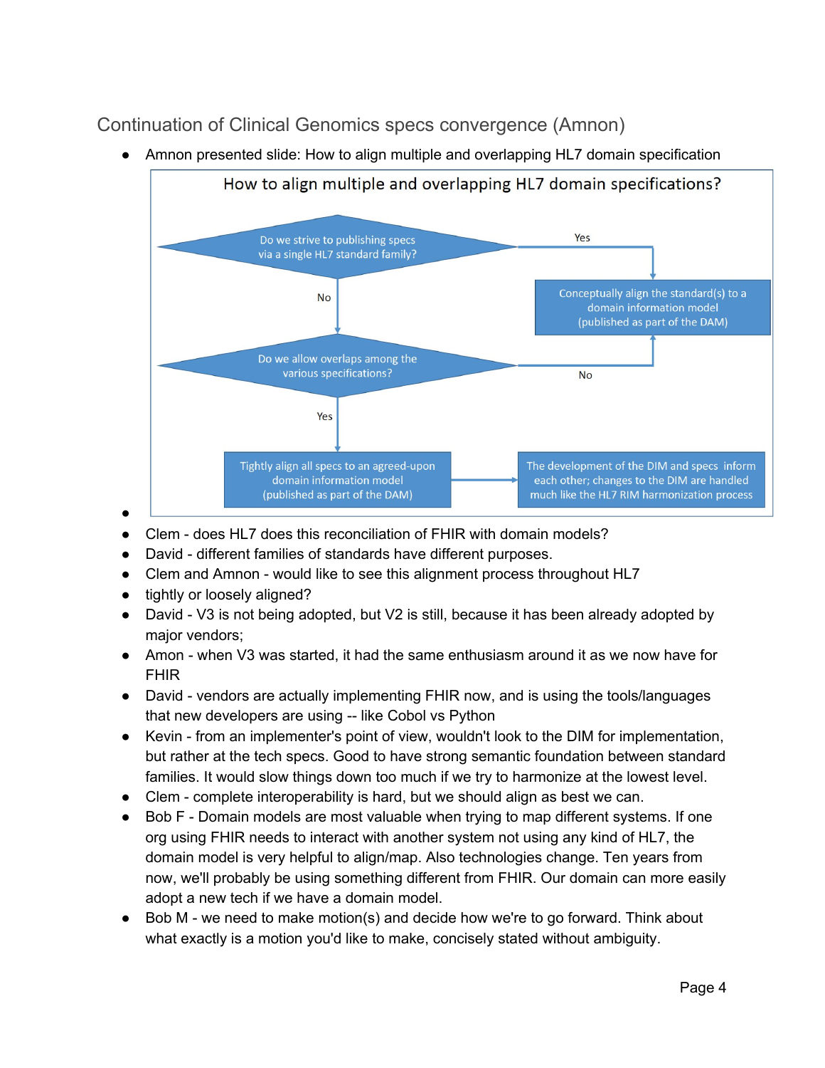## Continuation of Clinical Genomics specs convergence (Amnon)

- Amnon presented slide: How to align multiple and overlapping HL7 domain specification

How to align multiple and overlapping HL7 domain specifications?

- Do we strive to publishing specs via a single HL7 standard family?
  - Yes → Conceptually align the standard(s) to a domain information model (published as part of the DAM)
  - No → Do we allow overlaps among the various specifications?
    - No → Conceptually align the standard(s) to a domain information model (published as part of the DAM)
    - Yes → Tightly align all specs to an agreed-upon domain information model (published as part of the DAM) → The development of the DIM and specs inform each other; changes to the DIM are handled much like the HL7 RIM harmonization process

- Clem - does HL7 does this reconciliation of FHIR with domain models?
- David - different families of standards have different purposes.
- Clem and Amnon - would like to see this alignment process throughout HL7
- tightly or loosely aligned?
- David - V3 is not being adopted, but V2 is still, because it has been already adopted by major vendors;
- Amon - when V3 was started, it had the same enthusiasm around it as we now have for FHIR
- David - vendors are actually implementing FHIR now, and is using the tools/languages that new developers are using -- like Cobol vs Python
- Kevin - from an implementer's point of view, wouldn't look to the DIM for implementation, but rather at the tech specs. Good to have strong semantic foundation between standard families. It would slow things down too much if we try to harmonize at the lowest level.
- Clem - complete interoperability is hard, but we should align as best we can.
- Bob F - Domain models are most valuable when trying to map different systems. If one org using FHIR needs to interact with another system not using any kind of HL7, the domain model is very helpful to align/map. Also technologies change. Ten years from now, we'll probably be using something different from FHIR. Our domain can more easily adopt a new tech if we have a domain model.
- Bob M - we need to make motion(s) and decide how we're to go forward. Think about what exactly is a motion you'd like to make, concisely stated without ambiguity.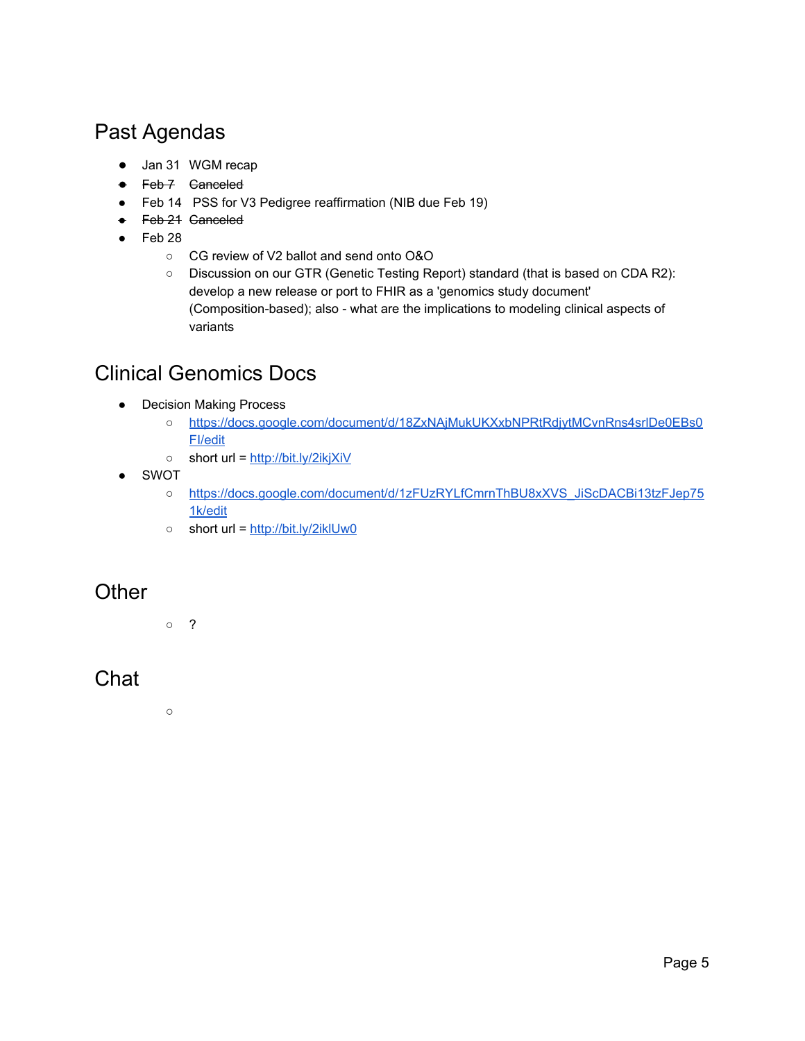## Past Agendas

- Jan 31 WGM recap
- ~~Feb 7 Canceled~~
- Feb 14 PSS for V3 Pedigree reaffirmation (NIB due Feb 19)
- ~~Feb 21 Canceled~~
- Feb 28
  - CG review of V2 ballot and send onto O&O
  - Discussion on our GTR (Genetic Testing Report) standard (that is based on CDA R2): develop a new release or port to FHIR as a 'genomics study document' (Composition-based); also - what are the implications to modeling clinical aspects of variants

## Clinical Genomics Docs

- Decision Making Process
  - [https://docs.google.com/document/d/18ZxNAjMukUKXxbNPRtRdjytMCvnRns4srlDe0EBs0Fl/edit](https://docs.google.com/document/d/18ZxNAjMukUKXxbNPRtRdjytMCvnRns4srlDe0EBs0Fl/edit)
  - short url = [http://bit.ly/2ikjXiV](http://bit.ly/2ikjXiV)
- SWOT
  - [https://docs.google.com/document/d/1zFUzRYLfCmrnThBU8xXVS_JiScDACBi13tzFJep751k/edit](https://docs.google.com/document/d/1zFUzRYLfCmrnThBU8xXVS_JiScDACBi13tzFJep751k/edit)
  - short url = [http://bit.ly/2iklUw0](http://bit.ly/2iklUw0)

## Other

- ?

## Chat

-